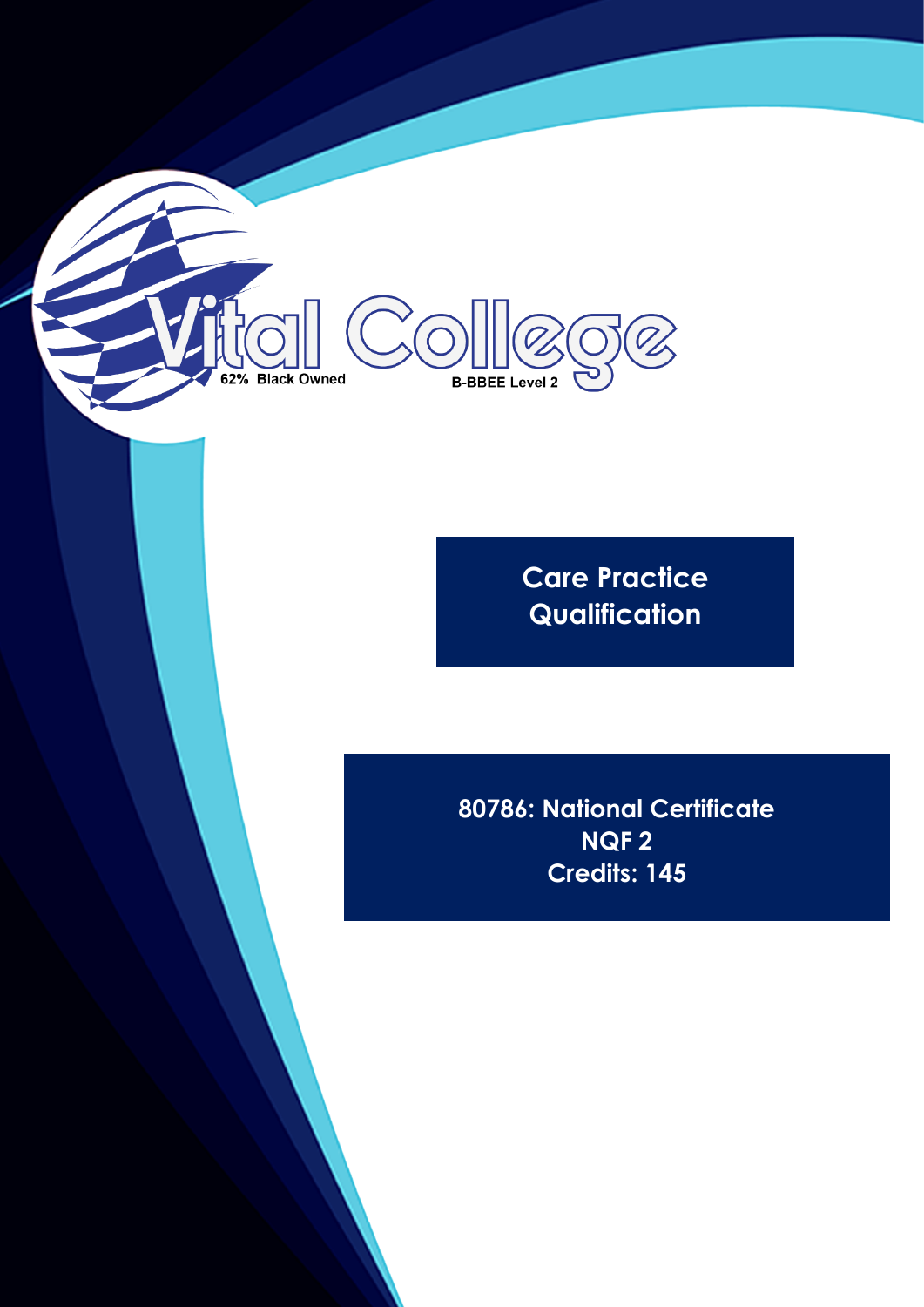Vital College

62% Black Owned

B-BBEE Level 2

# Care Practice Qualification

## 80786: National Certificate NQF 2 Credits: 145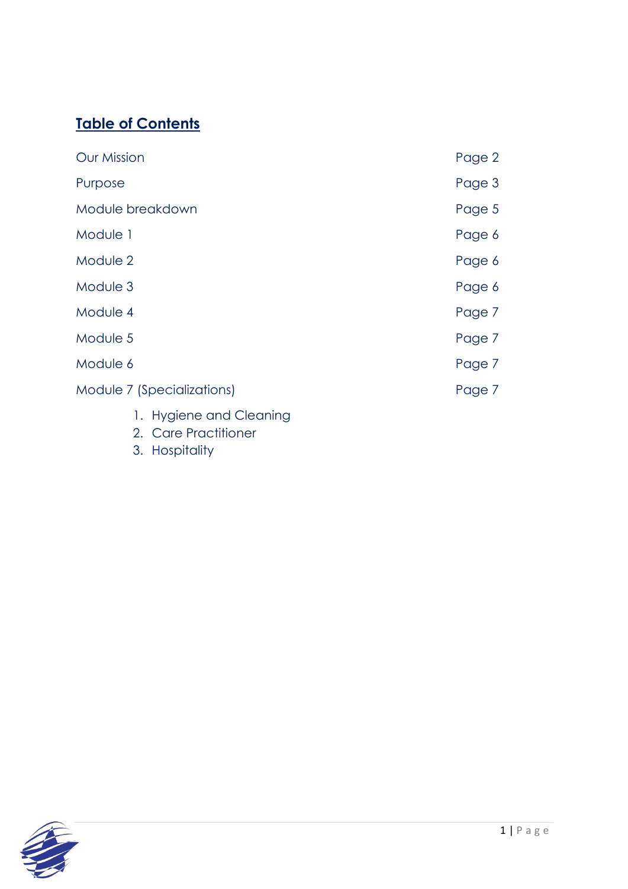## Table of Contents

| | |
|---|---|
| Our Mission | Page 2 |
| Purpose | Page 3 |
| Module breakdown | Page 5 |
| Module 1 | Page 6 |
| Module 2 | Page 6 |
| Module 3 | Page 6 |
| Module 4 | Page 7 |
| Module 5 | Page 7 |
| Module 6 | Page 7 |
| Module 7 (Specializations) | Page 7 |

1. Hygiene and Cleaning
2. Care Practitioner
3. Hospitality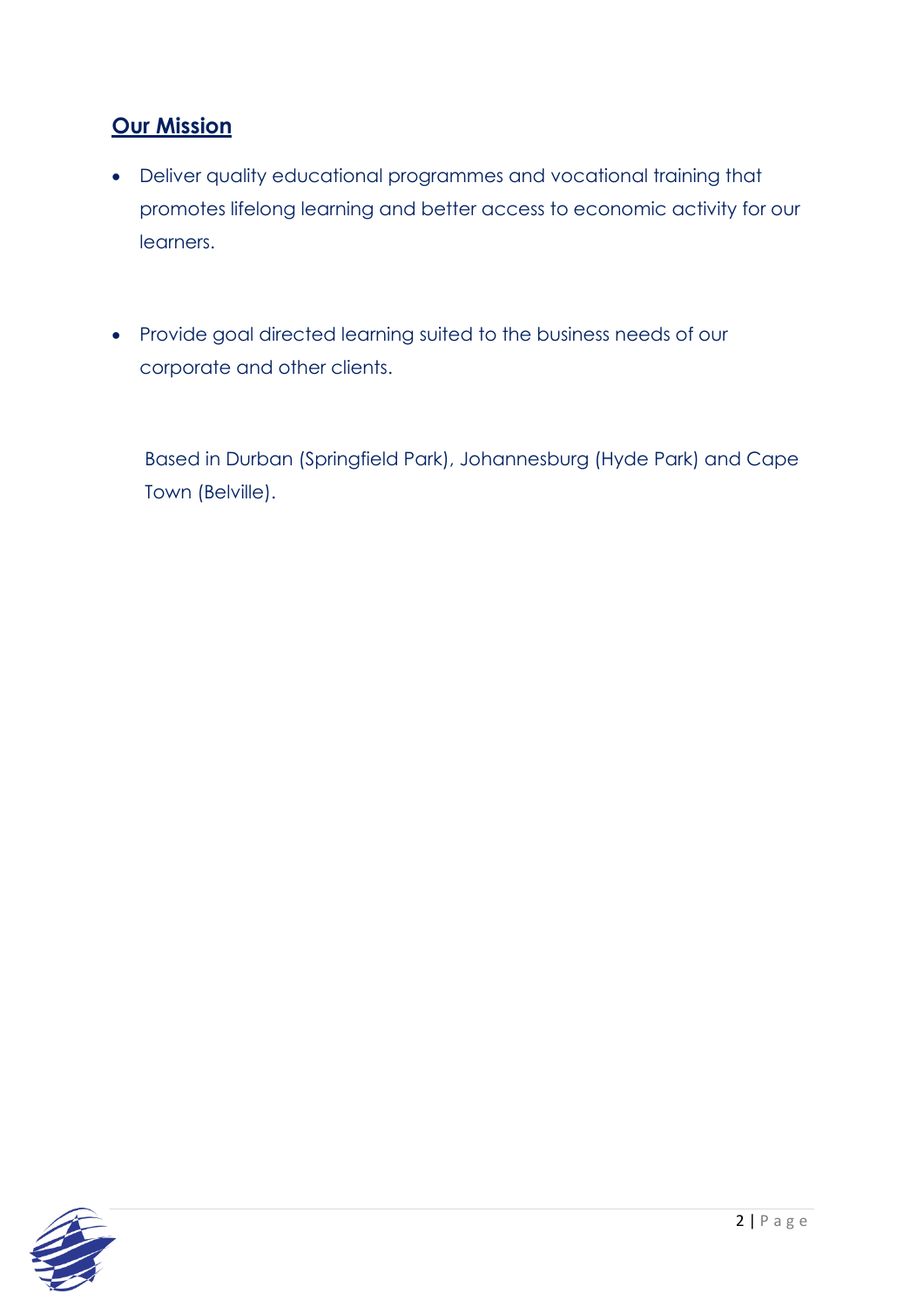## Our Mission

- Deliver quality educational programmes and vocational training that promotes lifelong learning and better access to economic activity for our learners.

- Provide goal directed learning suited to the business needs of our corporate and other clients.

Based in Durban (Springfield Park), Johannesburg (Hyde Park) and Cape Town (Belville).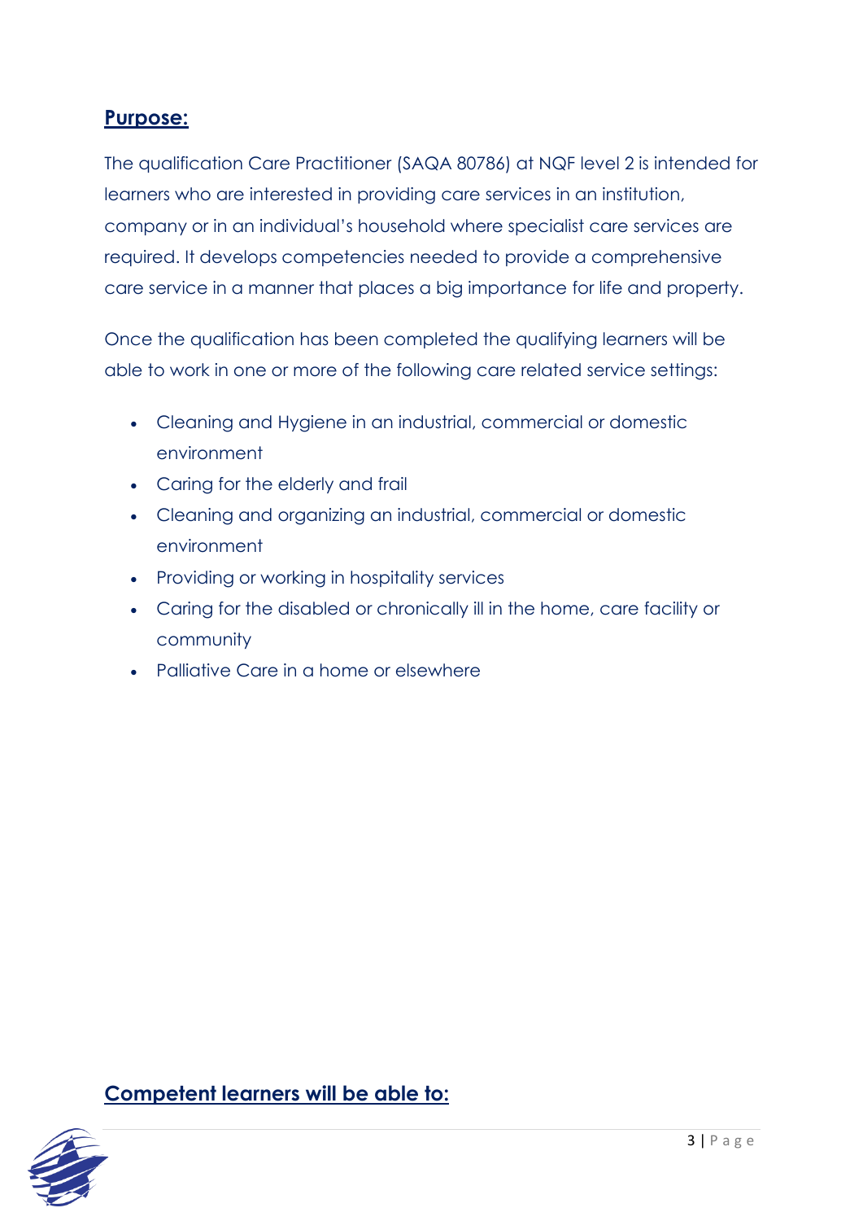## Purpose:

The qualification Care Practitioner (SAQA 80786) at NQF level 2 is intended for learners who are interested in providing care services in an institution, company or in an individual's household where specialist care services are required. It develops competencies needed to provide a comprehensive care service in a manner that places a big importance for life and property.

Once the qualification has been completed the qualifying learners will be able to work in one or more of the following care related service settings:

- Cleaning and Hygiene in an industrial, commercial or domestic environment
- Caring for the elderly and frail
- Cleaning and organizing an industrial, commercial or domestic environment
- Providing or working in hospitality services
- Caring for the disabled or chronically ill in the home, care facility or community
- Palliative Care in a home or elsewhere

## Competent learners will be able to: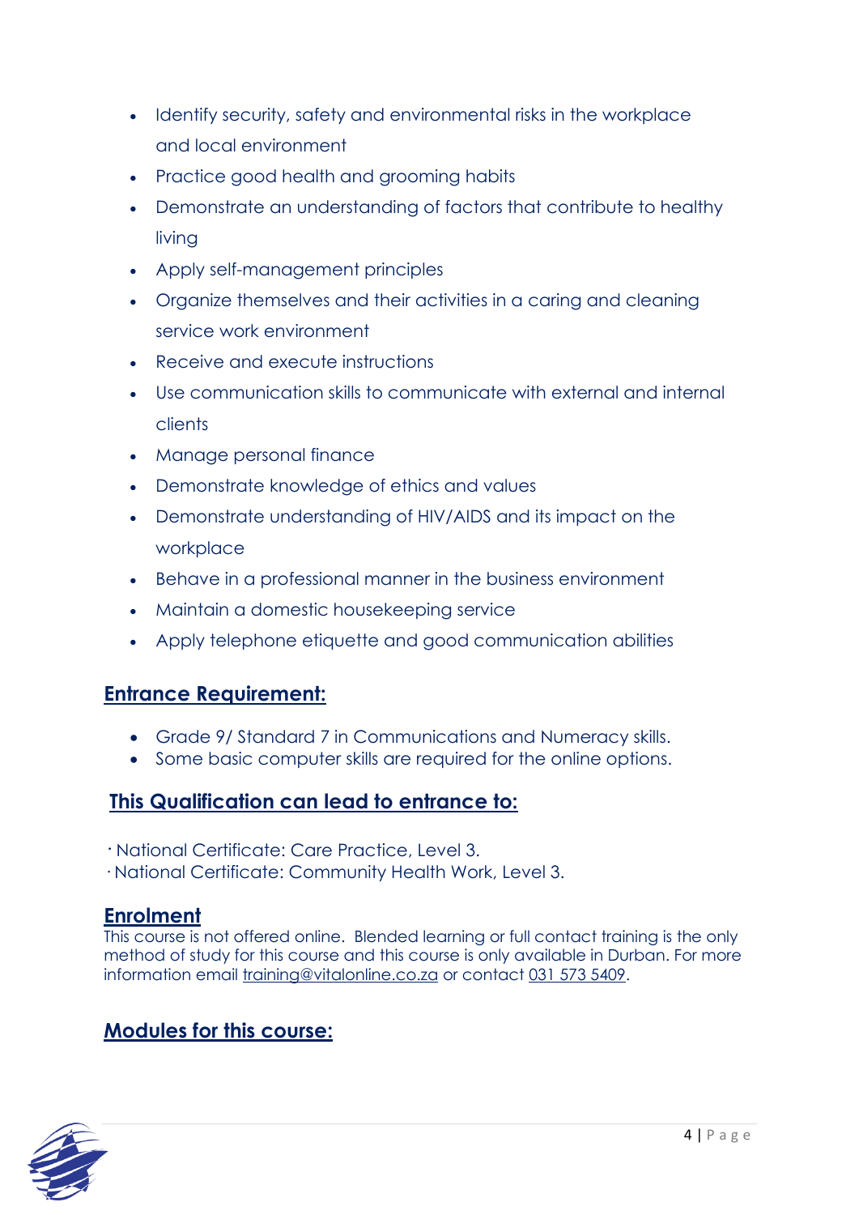- Identify security, safety and environmental risks in the workplace and local environment
- Practice good health and grooming habits
- Demonstrate an understanding of factors that contribute to healthy living
- Apply self-management principles
- Organize themselves and their activities in a caring and cleaning service work environment
- Receive and execute instructions
- Use communication skills to communicate with external and internal clients
- Manage personal finance
- Demonstrate knowledge of ethics and values
- Demonstrate understanding of HIV/AIDS and its impact on the workplace
- Behave in a professional manner in the business environment
- Maintain a domestic housekeeping service
- Apply telephone etiquette and good communication abilities

## Entrance Requirement:

- Grade 9/ Standard 7 in Communications and Numeracy skills.
- Some basic computer skills are required for the online options.

## This Qualification can lead to entrance to:

· National Certificate: Care Practice, Level 3.
· National Certificate: Community Health Work, Level 3.

## Enrolment

This course is not offered online. Blended learning or full contact training is the only method of study for this course and this course is only available in Durban. For more information email training@vitalonline.co.za or contact 031 573 5409.

## Modules for this course: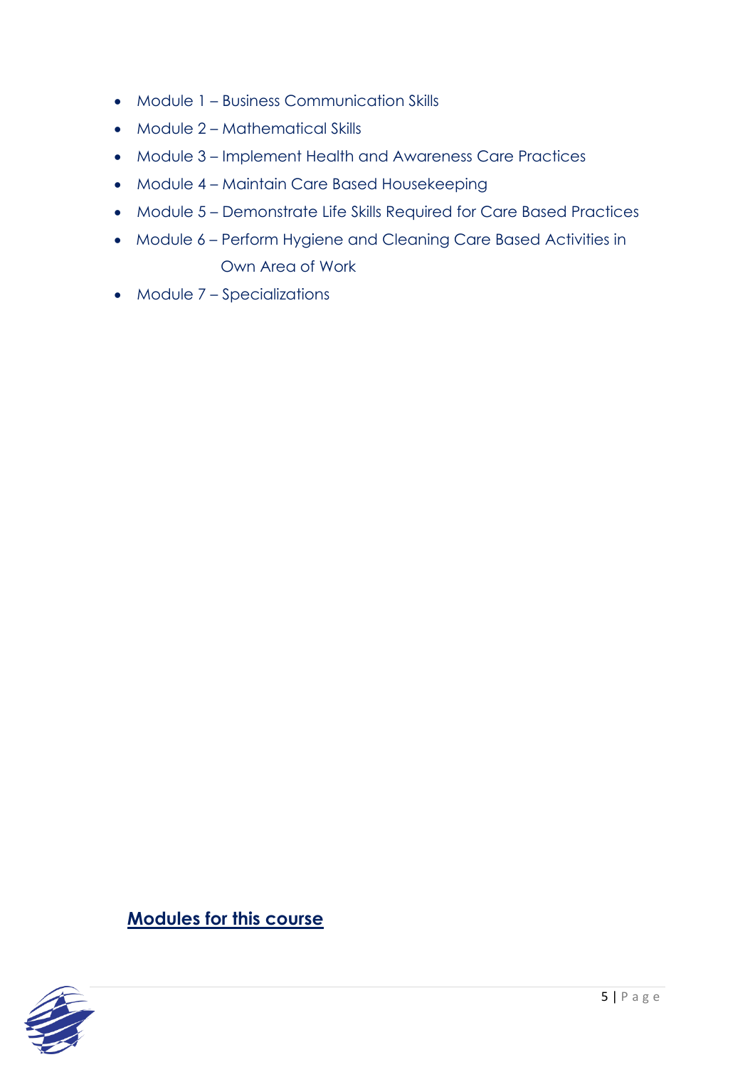- Module 1 – Business Communication Skills
- Module 2 – Mathematical Skills
- Module 3 – Implement Health and Awareness Care Practices
- Module 4 – Maintain Care Based Housekeeping
- Module 5 – Demonstrate Life Skills Required for Care Based Practices
- Module 6 – Perform Hygiene and Cleaning Care Based Activities in Own Area of Work
- Module 7 – Specializations

## Modules for this course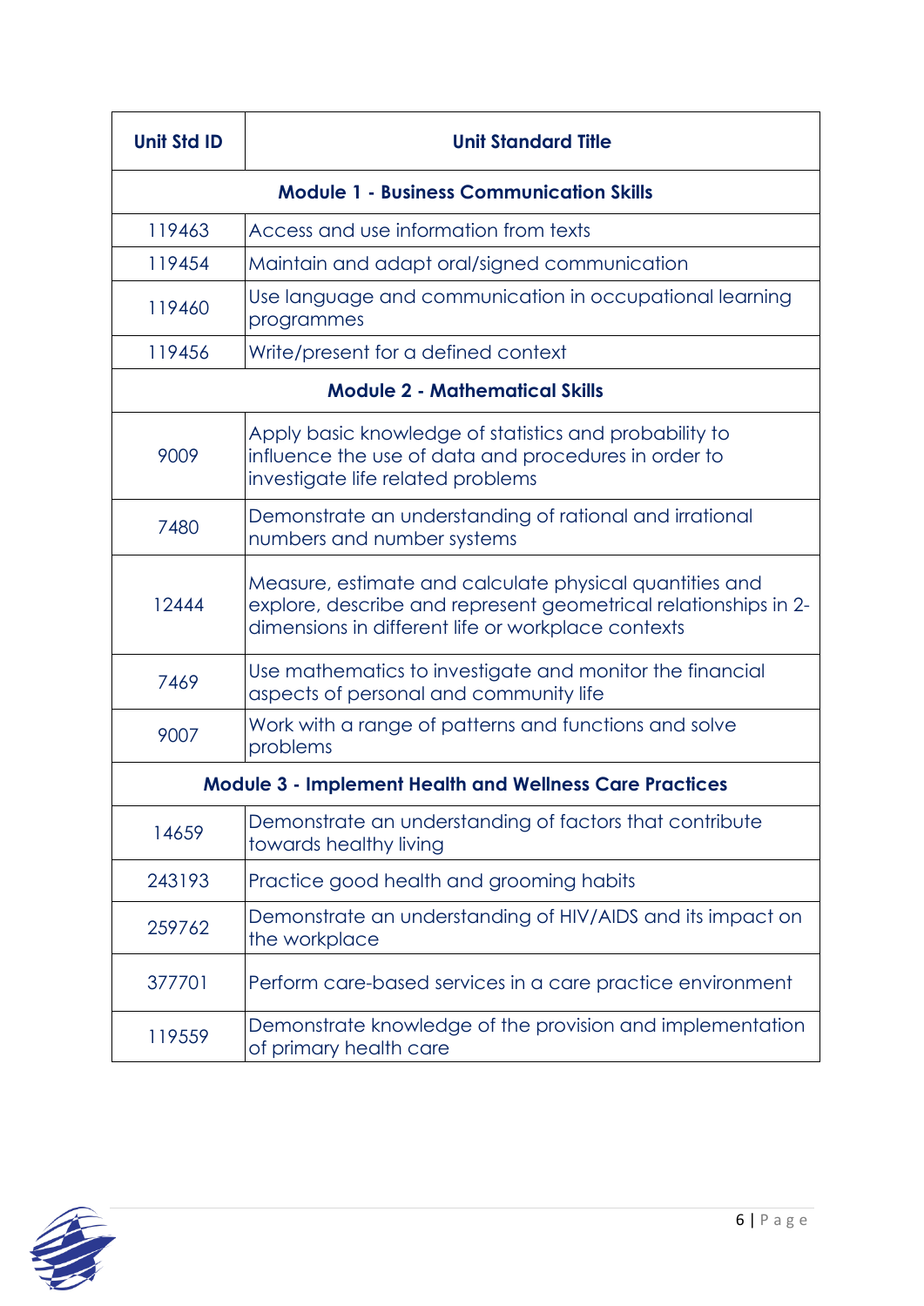| Unit Std ID | Unit Standard Title |
|---|---|
| **Module 1 - Business Communication Skills** | |
| 119463 | Access and use information from texts |
| 119454 | Maintain and adapt oral/signed communication |
| 119460 | Use language and communication in occupational learning programmes |
| 119456 | Write/present for a defined context |
| **Module 2 - Mathematical Skills** | |
| 9009 | Apply basic knowledge of statistics and probability to influence the use of data and procedures in order to investigate life related problems |
| 7480 | Demonstrate an understanding of rational and irrational numbers and number systems |
| 12444 | Measure, estimate and calculate physical quantities and explore, describe and represent geometrical relationships in 2-dimensions in different life or workplace contexts |
| 7469 | Use mathematics to investigate and monitor the financial aspects of personal and community life |
| 9007 | Work with a range of patterns and functions and solve problems |
| **Module 3 - Implement Health and Wellness Care Practices** | |
| 14659 | Demonstrate an understanding of factors that contribute towards healthy living |
| 243193 | Practice good health and grooming habits |
| 259762 | Demonstrate an understanding of HIV/AIDS and its impact on the workplace |
| 377701 | Perform care-based services in a care practice environment |
| 119559 | Demonstrate knowledge of the provision and implementation of primary health care |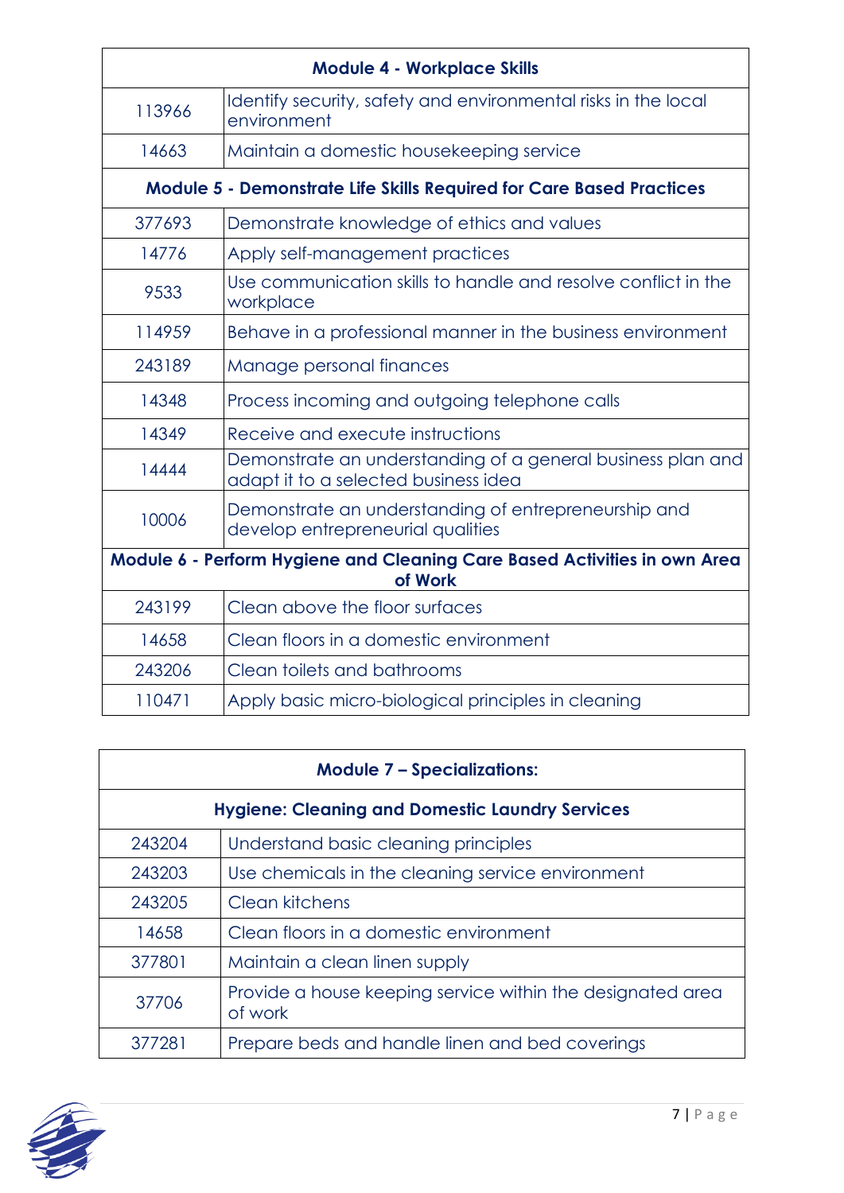| Module 4 - Workplace Skills | |
|---|---|
| 113966 | Identify security, safety and environmental risks in the local environment |
| 14663 | Maintain a domestic housekeeping service |
| **Module 5 - Demonstrate Life Skills Required for Care Based Practices** | |
| 377693 | Demonstrate knowledge of ethics and values |
| 14776 | Apply self-management practices |
| 9533 | Use communication skills to handle and resolve conflict in the workplace |
| 114959 | Behave in a professional manner in the business environment |
| 243189 | Manage personal finances |
| 14348 | Process incoming and outgoing telephone calls |
| 14349 | Receive and execute instructions |
| 14444 | Demonstrate an understanding of a general business plan and adapt it to a selected business idea |
| 10006 | Demonstrate an understanding of entrepreneurship and develop entrepreneurial qualities |
| **Module 6 - Perform Hygiene and Cleaning Care Based Activities in own Area of Work** | |
| 243199 | Clean above the floor surfaces |
| 14658 | Clean floors in a domestic environment |
| 243206 | Clean toilets and bathrooms |
| 110471 | Apply basic micro-biological principles in cleaning |

| Module 7 – Specializations: | |
|---|---|
| **Hygiene: Cleaning and Domestic Laundry Services** | |
| 243204 | Understand basic cleaning principles |
| 243203 | Use chemicals in the cleaning service environment |
| 243205 | Clean kitchens |
| 14658 | Clean floors in a domestic environment |
| 377801 | Maintain a clean linen supply |
| 37706 | Provide a house keeping service within the designated area of work |
| 377281 | Prepare beds and handle linen and bed coverings |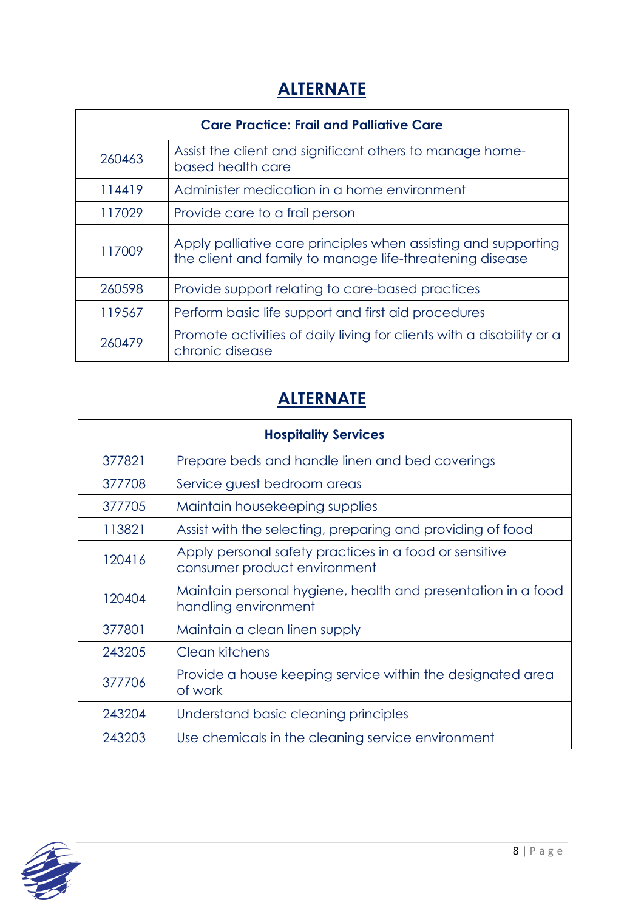## ALTERNATE

| Care Practice: Frail and Palliative Care | |
|---|---|
| 260463 | Assist the client and significant others to manage home-based health care |
| 114419 | Administer medication in a home environment |
| 117029 | Provide care to a frail person |
| 117009 | Apply palliative care principles when assisting and supporting the client and family to manage life-threatening disease |
| 260598 | Provide support relating to care-based practices |
| 119567 | Perform basic life support and first aid procedures |
| 260479 | Promote activities of daily living for clients with a disability or a chronic disease |

## ALTERNATE

| Hospitality Services | |
|---|---|
| 377821 | Prepare beds and handle linen and bed coverings |
| 377708 | Service guest bedroom areas |
| 377705 | Maintain housekeeping supplies |
| 113821 | Assist with the selecting, preparing and providing of food |
| 120416 | Apply personal safety practices in a food or sensitive consumer product environment |
| 120404 | Maintain personal hygiene, health and presentation in a food handling environment |
| 377801 | Maintain a clean linen supply |
| 243205 | Clean kitchens |
| 377706 | Provide a house keeping service within the designated area of work |
| 243204 | Understand basic cleaning principles |
| 243203 | Use chemicals in the cleaning service environment |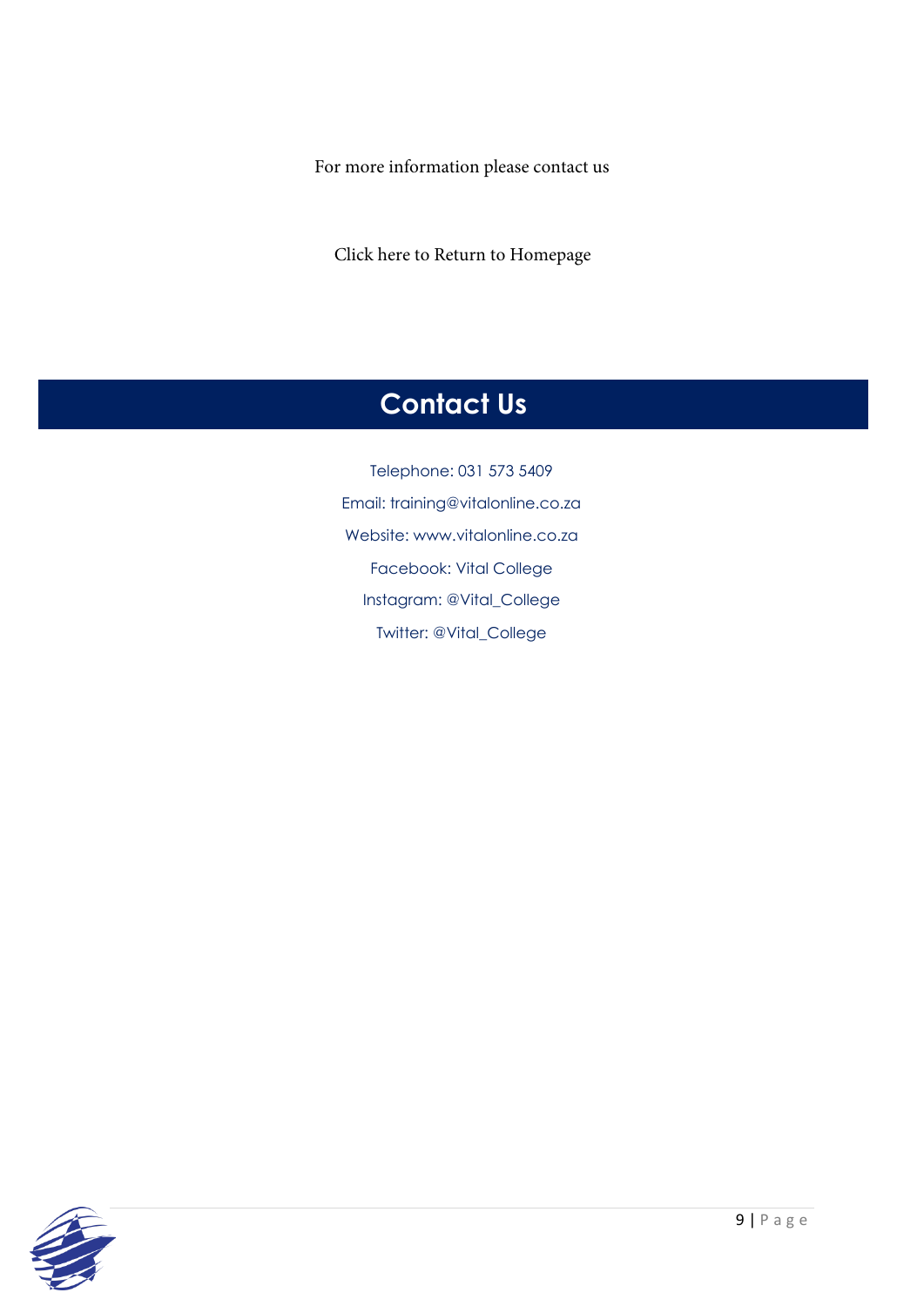For more information please contact us

Click here to Return to Homepage

# Contact Us

Telephone: 031 573 5409

Email: training@vitalonline.co.za

Website: www.vitalonline.co.za

Facebook: Vital College

Instagram: @Vital_College

Twitter: @Vital_College